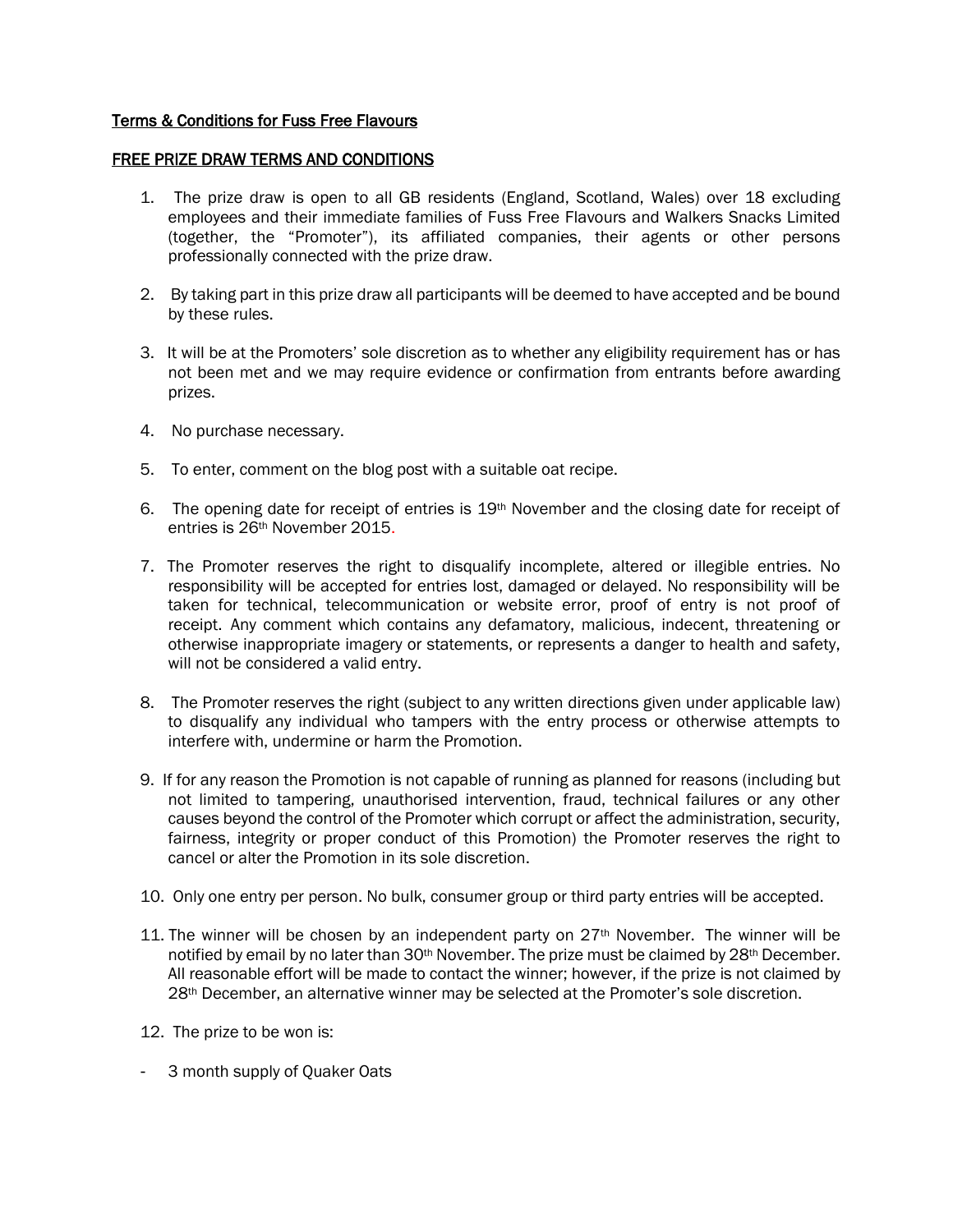**Terms & Conditions for Fuss Free Flavours**

**FREE PRIZE DRAW TERMS AND CONDITIONS**

1. The prize draw is open to all GB residents (England, Scotland, Wales) over 18 excluding employees and their immediate families of Fuss Free Flavours and Walkers Snacks Limited (together, the "Promoter"), its affiliated companies, their agents or other persons professionally connected with the prize draw.

2. By taking part in this prize draw all participants will be deemed to have accepted and be bound by these rules.

3. It will be at the Promoters' sole discretion as to whether any eligibility requirement has or has not been met and we may require evidence or confirmation from entrants before awarding prizes.

4. No purchase necessary.

5. To enter, comment on the blog post with a suitable oat recipe.

6. The opening date for receipt of entries is 19th November and the closing date for receipt of entries is 26th November 2015.

7. The Promoter reserves the right to disqualify incomplete, altered or illegible entries. No responsibility will be accepted for entries lost, damaged or delayed. No responsibility will be taken for technical, telecommunication or website error, proof of entry is not proof of receipt. Any comment which contains any defamatory, malicious, indecent, threatening or otherwise inappropriate imagery or statements, or represents a danger to health and safety, will not be considered a valid entry.

8. The Promoter reserves the right (subject to any written directions given under applicable law) to disqualify any individual who tampers with the entry process or otherwise attempts to interfere with, undermine or harm the Promotion.

9. If for any reason the Promotion is not capable of running as planned for reasons (including but not limited to tampering, unauthorised intervention, fraud, technical failures or any other causes beyond the control of the Promoter which corrupt or affect the administration, security, fairness, integrity or proper conduct of this Promotion) the Promoter reserves the right to cancel or alter the Promotion in its sole discretion.

10. Only one entry per person. No bulk, consumer group or third party entries will be accepted.

11. The winner will be chosen by an independent party on 27th November. The winner will be notified by email by no later than 30th November. The prize must be claimed by 28th December. All reasonable effort will be made to contact the winner; however, if the prize is not claimed by 28th December, an alternative winner may be selected at the Promoter's sole discretion.

12. The prize to be won is:

- 3 month supply of Quaker Oats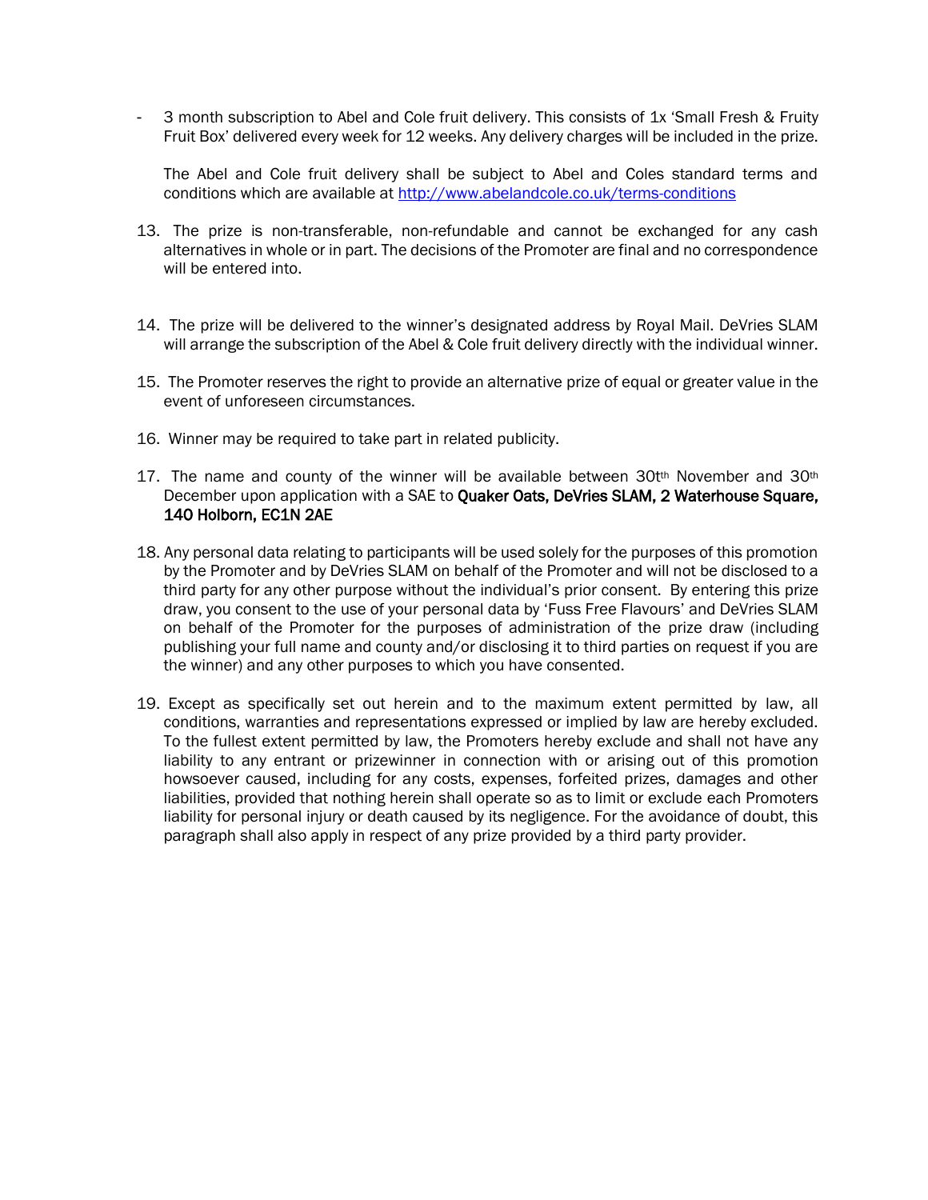- 3 month subscription to Abel and Cole fruit delivery. This consists of 1x 'Small Fresh & Fruity Fruit Box' delivered every week for 12 weeks. Any delivery charges will be included in the prize.

  The Abel and Cole fruit delivery shall be subject to Abel and Coles standard terms and conditions which are available at [http://www.abelandcole.co.uk/terms-conditions](http://www.abelandcole.co.uk/terms-conditions)

13. The prize is non-transferable, non-refundable and cannot be exchanged for any cash alternatives in whole or in part. The decisions of the Promoter are final and no correspondence will be entered into.

14. The prize will be delivered to the winner's designated address by Royal Mail. DeVries SLAM will arrange the subscription of the Abel & Cole fruit delivery directly with the individual winner.

15. The Promoter reserves the right to provide an alternative prize of equal or greater value in the event of unforeseen circumstances.

16. Winner may be required to take part in related publicity.

17. The name and county of the winner will be available between 30tth November and 30th December upon application with a SAE to **Quaker Oats, DeVries SLAM, 2 Waterhouse Square, 140 Holborn, EC1N 2AE**

18. Any personal data relating to participants will be used solely for the purposes of this promotion by the Promoter and by DeVries SLAM on behalf of the Promoter and will not be disclosed to a third party for any other purpose without the individual's prior consent. By entering this prize draw, you consent to the use of your personal data by 'Fuss Free Flavours' and DeVries SLAM on behalf of the Promoter for the purposes of administration of the prize draw (including publishing your full name and county and/or disclosing it to third parties on request if you are the winner) and any other purposes to which you have consented.

19. Except as specifically set out herein and to the maximum extent permitted by law, all conditions, warranties and representations expressed or implied by law are hereby excluded. To the fullest extent permitted by law, the Promoters hereby exclude and shall not have any liability to any entrant or prizewinner in connection with or arising out of this promotion howsoever caused, including for any costs, expenses, forfeited prizes, damages and other liabilities, provided that nothing herein shall operate so as to limit or exclude each Promoters liability for personal injury or death caused by its negligence. For the avoidance of doubt, this paragraph shall also apply in respect of any prize provided by a third party provider.